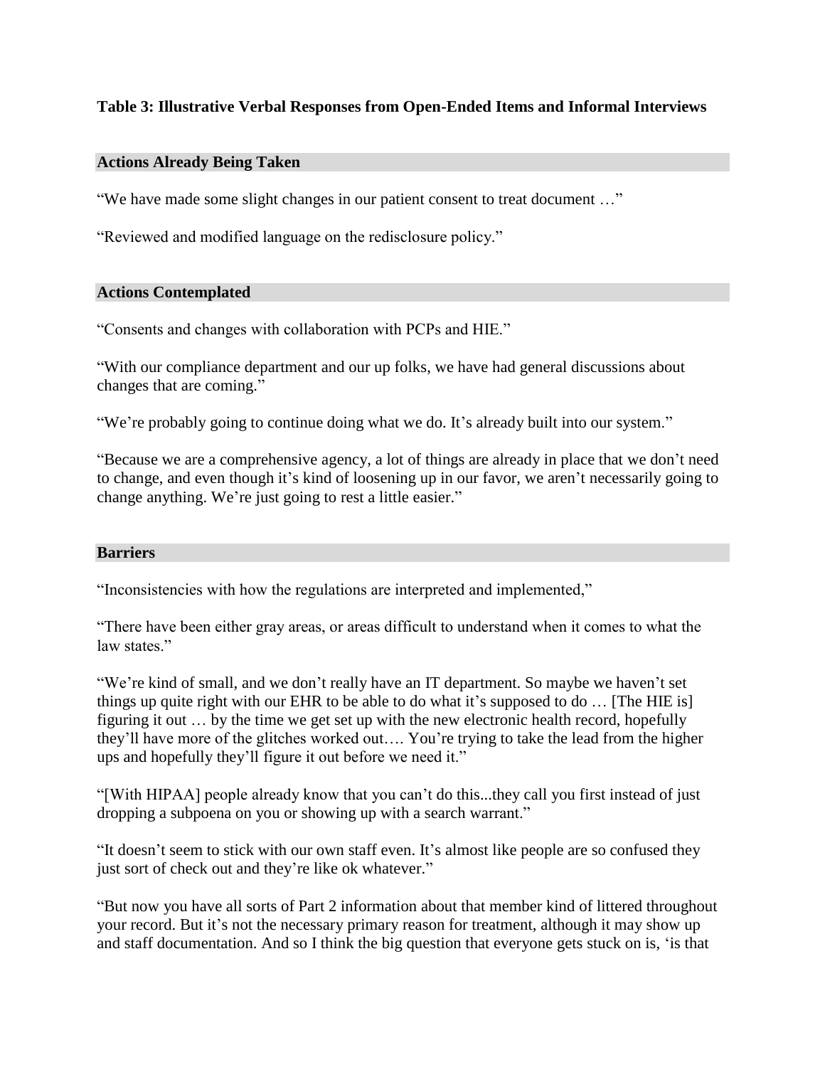**Table 3: Illustrative Verbal Responses from Open-Ended Items and Informal Interviews**

**Actions Already Being Taken**

"We have made some slight changes in our patient consent to treat document …"

"Reviewed and modified language on the redisclosure policy."

**Actions Contemplated**

"Consents and changes with collaboration with PCPs and HIE."

"With our compliance department and our up folks, we have had general discussions about changes that are coming."

"We're probably going to continue doing what we do. It's already built into our system."

"Because we are a comprehensive agency, a lot of things are already in place that we don't need to change, and even though it's kind of loosening up in our favor, we aren't necessarily going to change anything. We're just going to rest a little easier."

**Barriers**

"Inconsistencies with how the regulations are interpreted and implemented,"

"There have been either gray areas, or areas difficult to understand when it comes to what the law states."

"We're kind of small, and we don't really have an IT department. So maybe we haven't set things up quite right with our EHR to be able to do what it's supposed to do … [The HIE is] figuring it out … by the time we get set up with the new electronic health record, hopefully they'll have more of the glitches worked out…. You're trying to take the lead from the higher ups and hopefully they'll figure it out before we need it."

"[With HIPAA] people already know that you can't do this...they call you first instead of just dropping a subpoena on you or showing up with a search warrant."

"It doesn't seem to stick with our own staff even. It's almost like people are so confused they just sort of check out and they're like ok whatever."

"But now you have all sorts of Part 2 information about that member kind of littered throughout your record. But it's not the necessary primary reason for treatment, although it may show up and staff documentation. And so I think the big question that everyone gets stuck on is, 'is that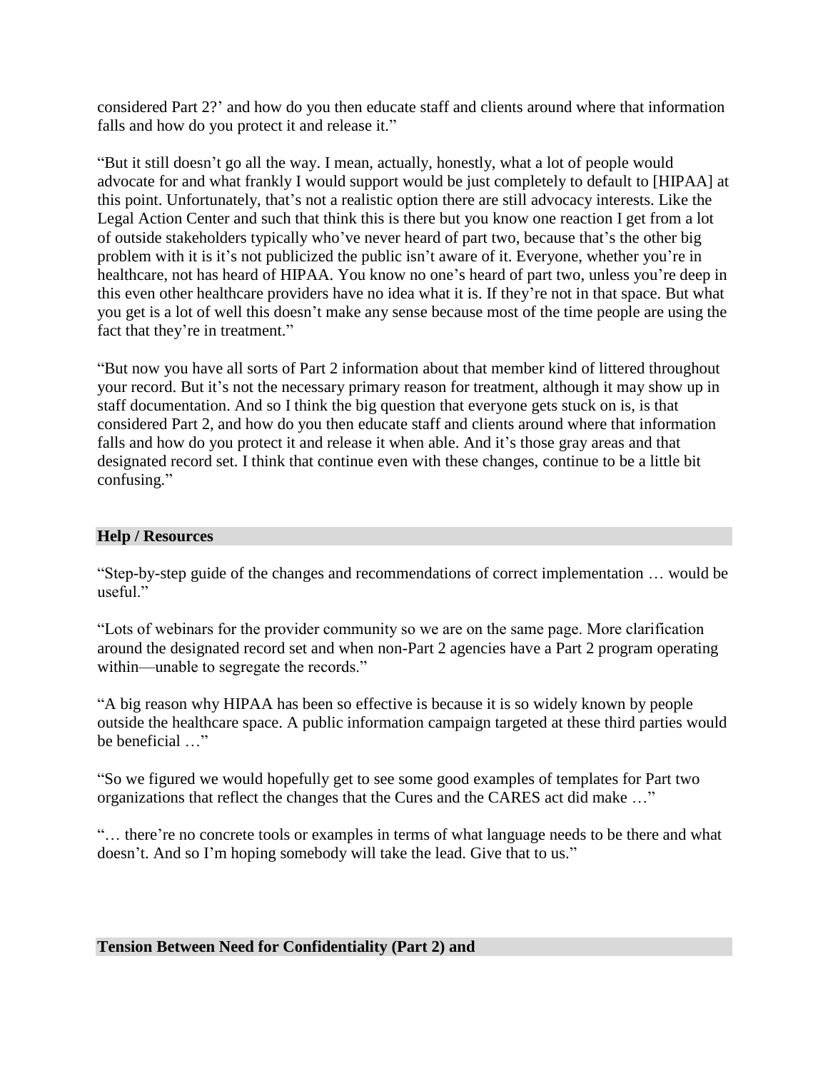considered Part 2?' and how do you then educate staff and clients around where that information falls and how do you protect it and release it."

"But it still doesn't go all the way. I mean, actually, honestly, what a lot of people would advocate for and what frankly I would support would be just completely to default to [HIPAA] at this point. Unfortunately, that's not a realistic option there are still advocacy interests. Like the Legal Action Center and such that think this is there but you know one reaction I get from a lot of outside stakeholders typically who've never heard of part two, because that's the other big problem with it is it's not publicized the public isn't aware of it. Everyone, whether you're in healthcare, not has heard of HIPAA. You know no one's heard of part two, unless you're deep in this even other healthcare providers have no idea what it is. If they're not in that space. But what you get is a lot of well this doesn't make any sense because most of the time people are using the fact that they're in treatment."

"But now you have all sorts of Part 2 information about that member kind of littered throughout your record. But it's not the necessary primary reason for treatment, although it may show up in staff documentation. And so I think the big question that everyone gets stuck on is, is that considered Part 2, and how do you then educate staff and clients around where that information falls and how do you protect it and release it when able. And it's those gray areas and that designated record set. I think that continue even with these changes, continue to be a little bit confusing."

## Help / Resources

"Step-by-step guide of the changes and recommendations of correct implementation … would be useful."

"Lots of webinars for the provider community so we are on the same page. More clarification around the designated record set and when non-Part 2 agencies have a Part 2 program operating within—unable to segregate the records."

"A big reason why HIPAA has been so effective is because it is so widely known by people outside the healthcare space. A public information campaign targeted at these third parties would be beneficial …"

"So we figured we would hopefully get to see some good examples of templates for Part two organizations that reflect the changes that the Cures and the CARES act did make …"

"… there're no concrete tools or examples in terms of what language needs to be there and what doesn't. And so I'm hoping somebody will take the lead. Give that to us."

## Tension Between Need for Confidentiality (Part 2) and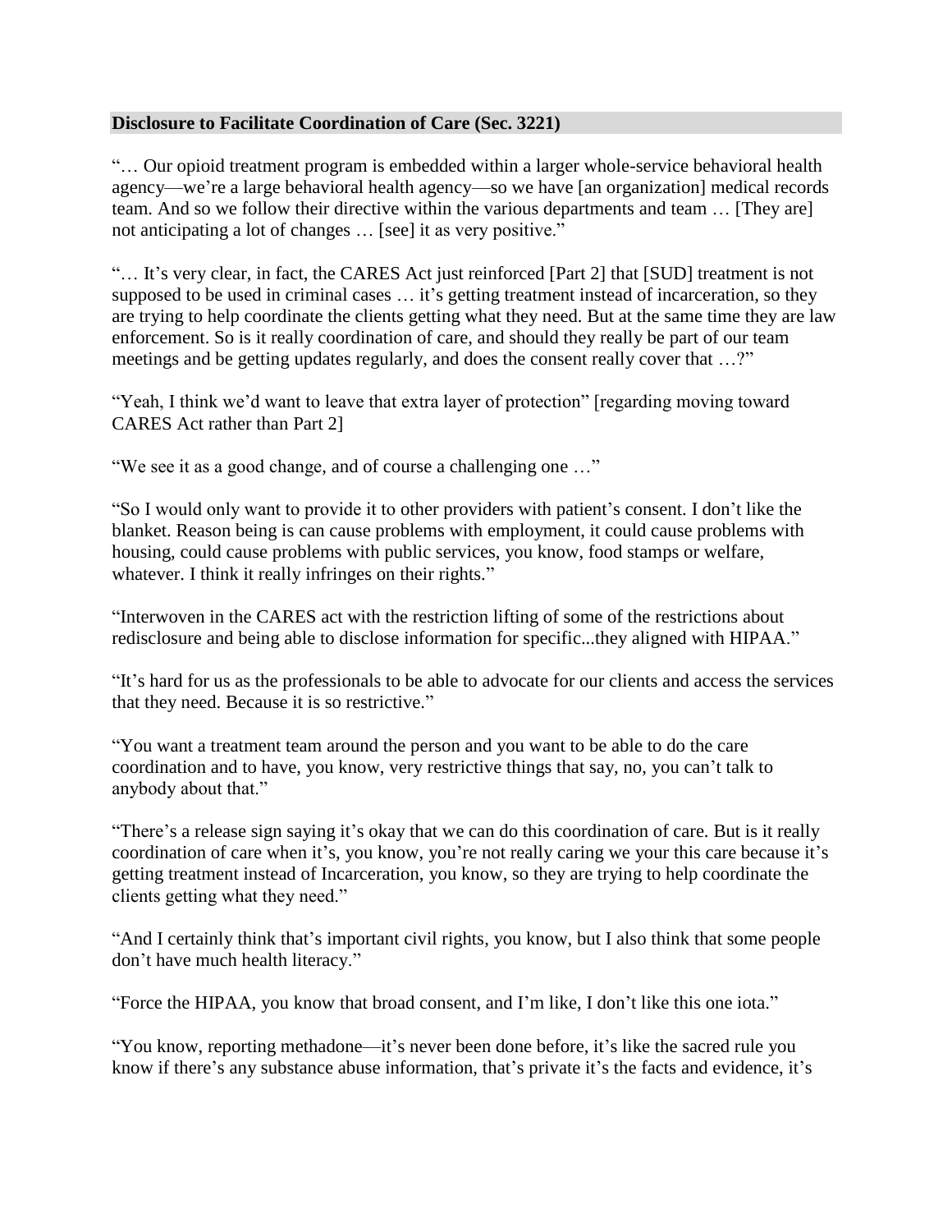## Disclosure to Facilitate Coordination of Care (Sec. 3221)

"… Our opioid treatment program is embedded within a larger whole-service behavioral health agency—we're a large behavioral health agency—so we have [an organization] medical records team. And so we follow their directive within the various departments and team … [They are] not anticipating a lot of changes … [see] it as very positive."

"… It's very clear, in fact, the CARES Act just reinforced [Part 2] that [SUD] treatment is not supposed to be used in criminal cases … it's getting treatment instead of incarceration, so they are trying to help coordinate the clients getting what they need. But at the same time they are law enforcement. So is it really coordination of care, and should they really be part of our team meetings and be getting updates regularly, and does the consent really cover that …?"

"Yeah, I think we'd want to leave that extra layer of protection" [regarding moving toward CARES Act rather than Part 2]

"We see it as a good change, and of course a challenging one …"

"So I would only want to provide it to other providers with patient's consent. I don't like the blanket. Reason being is can cause problems with employment, it could cause problems with housing, could cause problems with public services, you know, food stamps or welfare, whatever. I think it really infringes on their rights."

"Interwoven in the CARES act with the restriction lifting of some of the restrictions about redisclosure and being able to disclose information for specific...they aligned with HIPAA."

"It's hard for us as the professionals to be able to advocate for our clients and access the services that they need. Because it is so restrictive."

"You want a treatment team around the person and you want to be able to do the care coordination and to have, you know, very restrictive things that say, no, you can't talk to anybody about that."

"There's a release sign saying it's okay that we can do this coordination of care. But is it really coordination of care when it's, you know, you're not really caring we your this care because it's getting treatment instead of Incarceration, you know, so they are trying to help coordinate the clients getting what they need."

"And I certainly think that's important civil rights, you know, but I also think that some people don't have much health literacy."

"Force the HIPAA, you know that broad consent, and I'm like, I don't like this one iota."

"You know, reporting methadone—it's never been done before, it's like the sacred rule you know if there's any substance abuse information, that's private it's the facts and evidence, it's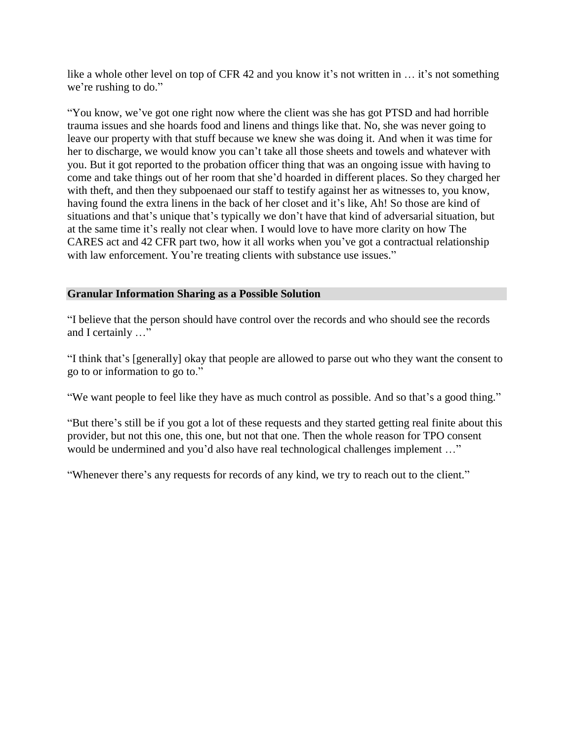like a whole other level on top of CFR 42 and you know it's not written in … it's not something we're rushing to do."

"You know, we've got one right now where the client was she has got PTSD and had horrible trauma issues and she hoards food and linens and things like that. No, she was never going to leave our property with that stuff because we knew she was doing it. And when it was time for her to discharge, we would know you can't take all those sheets and towels and whatever with you. But it got reported to the probation officer thing that was an ongoing issue with having to come and take things out of her room that she'd hoarded in different places. So they charged her with theft, and then they subpoenaed our staff to testify against her as witnesses to, you know, having found the extra linens in the back of her closet and it's like, Ah! So those are kind of situations and that's unique that's typically we don't have that kind of adversarial situation, but at the same time it's really not clear when. I would love to have more clarity on how The CARES act and 42 CFR part two, how it all works when you've got a contractual relationship with law enforcement. You're treating clients with substance use issues."

## Granular Information Sharing as a Possible Solution

"I believe that the person should have control over the records and who should see the records and I certainly …"

"I think that's [generally] okay that people are allowed to parse out who they want the consent to go to or information to go to."

"We want people to feel like they have as much control as possible. And so that's a good thing."

"But there's still be if you got a lot of these requests and they started getting real finite about this provider, but not this one, this one, but not that one. Then the whole reason for TPO consent would be undermined and you'd also have real technological challenges implement …"

"Whenever there's any requests for records of any kind, we try to reach out to the client."